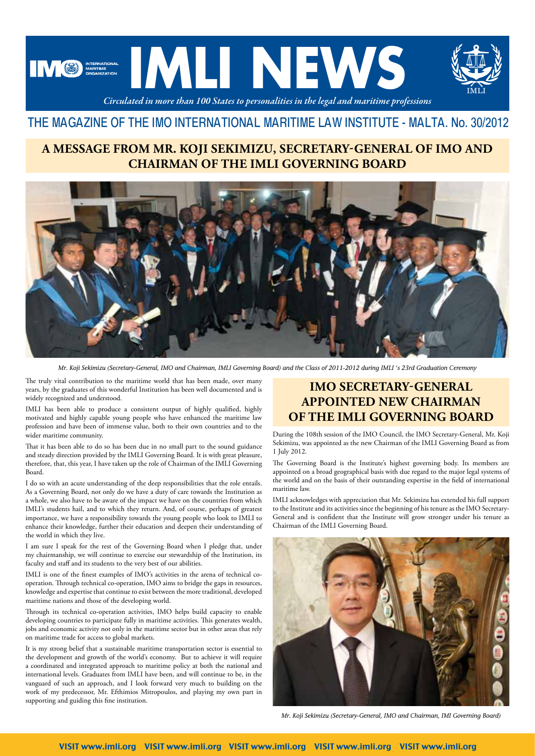# IMLI NEWS

*Circulated in more than 100 States to personalities in the legal and maritime professions*

THE MAGAZINE OF THE IMO INTERNATIONAL MARITIME LAW INSTITUTE - MALTA. No. 30/2012

## A MESSAGE FROM MR. KOJI SEKIMIZU, SECRETARY-GENERAL OF IMO AND CHAIRMAN OF THE IMLI GOVERNING BOARD

*Mr. Koji Sekimizu (Secretary-General, IMO and Chairman, IMLI Governing Board) and the Class of 2011-2012 during IMLI 's 23rd Graduation Ceremony*

The truly vital contribution to the maritime world that has been made, over many years, by the graduates of this wonderful Institution has been well documented and is widely recognized and understood.

IMLI has been able to produce a consistent output of highly qualified, highly motivated and highly capable young people who have enhanced the maritime law profession and have been of immense value, both to their own countries and to the wider maritime community.

That it has been able to do so has been due in no small part to the sound guidance and steady direction provided by the IMLI Governing Board. It is with great pleasure, therefore, that, this year, I have taken up the role of Chairman of the IMLI Governing Board.

I do so with an acute understanding of the deep responsibilities that the role entails. As a Governing Board, not only do we have a duty of care towards the Institution as a whole, we also have to be aware of the impact we have on the countries from which IMLI's students hail, and to which they return. And, of course, perhaps of greatest importance, we have a responsibility towards the young people who look to IMLI to enhance their knowledge, further their education and deepen their understanding of the world in which they live.

I am sure I speak for the rest of the Governing Board when I pledge that, under my chairmanship, we will continue to exercise our stewardship of the Institution, its faculty and staff and its students to the very best of our abilities.

IMLI is one of the finest examples of IMO's activities in the arena of technical co-operation. Through technical co-operation, IMO aims to bridge the gaps in resources, knowledge and expertise that continue to exist between the more traditional, developed maritime nations and those of the developing world.

Through its technical co-operation activities, IMO helps build capacity to enable developing countries to participate fully in maritime activities. This generates wealth, jobs and economic activity not only in the maritime sector but in other areas that rely on maritime trade for access to global markets.

It is my strong belief that a sustainable maritime transportation sector is essential to the development and growth of the world's economy. But to achieve it will require a coordinated and integrated approach to maritime policy at both the national and international levels. Graduates from IMLI have been, and will continue to be, in the vanguard of such an approach, and I look forward very much to building on the work of my predecessor, Mr. Efthimios Mitropoulos, and playing my own part in supporting and guiding this fine institution.

## IMO SECRETARY-GENERAL APPOINTED NEW CHAIRMAN OF THE IMLI GOVERNING BOARD

During the 108th session of the IMO Council, the IMO Secretary-General, Mr. Koji Sekimizu, was appointed as the new Chairman of the IMLI Governing Board as from 1 July 2012.

The Governing Board is the Institute's highest governing body. Its members are appointed on a broad geographical basis with due regard to the major legal systems of the world and on the basis of their outstanding expertise in the field of international maritime law.

IMLI acknowledges with appreciation that Mr. Sekimizu has extended his full support to the Institute and its activities since the beginning of his tenure as the IMO Secretary-General and is confident that the Institute will grow stronger under his tenure as Chairman of the IMLI Governing Board.

*Mr. Koji Sekimizu (Secretary-General, IMO and Chairman, IMI Governing Board)*

VISIT www.imli.org VISIT www.imli.org VISIT www.imli.org VISIT www.imli.org VISIT www.imli.org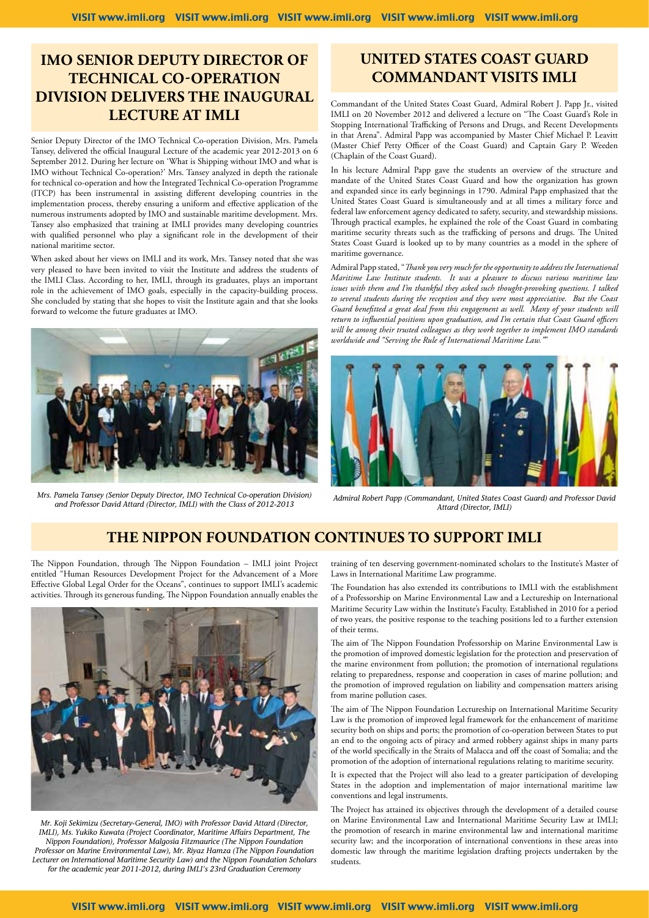## IMO SENIOR DEPUTY DIRECTOR OF TECHNICAL CO-OPERATION DIVISION DELIVERS THE INAUGURAL LECTURE AT IMLI

Senior Deputy Director of the IMO Technical Co-operation Division, Mrs. Pamela Tansey, delivered the official Inaugural Lecture of the academic year 2012-2013 on 6 September 2012. During her lecture on 'What is Shipping without IMO and what is IMO without Technical Co-operation?' Mrs. Tansey analyzed in depth the rationale for technical co-operation and how the Integrated Technical Co-operation Programme (ITCP) has been instrumental in assisting different developing countries in the implementation process, thereby ensuring a uniform and effective application of the numerous instruments adopted by IMO and sustainable maritime development. Mrs. Tansey also emphasized that training at IMLI provides many developing countries with qualified personnel who play a significant role in the development of their national maritime sector.

When asked about her views on IMLI and its work, Mrs. Tansey noted that she was very pleased to have been invited to visit the Institute and address the students of the IMLI Class. According to her, IMLI, through its graduates, plays an important role in the achievement of IMO goals, especially in the capacity-building process. She concluded by stating that she hopes to visit the Institute again and that she looks forward to welcome the future graduates at IMO.

*Mrs. Pamela Tansey (Senior Deputy Director, IMO Technical Co-operation Division) and Professor David Attard (Director, IMLI) with the Class of 2012-2013*

## UNITED STATES COAST GUARD COMMANDANT VISITS IMLI

Commandant of the United States Coast Guard, Admiral Robert J. Papp Jr., visited IMLI on 20 November 2012 and delivered a lecture on "The Coast Guard's Role in Stopping International Trafficking of Persons and Drugs, and Recent Developments in that Arena". Admiral Papp was accompanied by Master Chief Michael P. Leavitt (Master Chief Petty Officer of the Coast Guard) and Captain Gary P. Weeden (Chaplain of the Coast Guard).

In his lecture Admiral Papp gave the students an overview of the structure and mandate of the United States Coast Guard and how the organization has grown and expanded since its early beginnings in 1790. Admiral Papp emphasized that the United States Coast Guard is simultaneously and at all times a military force and federal law enforcement agency dedicated to safety, security, and stewardship missions. Through practical examples, he explained the role of the Coast Guard in combating maritime security threats such as the trafficking of persons and drugs. The United States Coast Guard is looked up to by many countries as a model in the sphere of maritime governance.

Admiral Papp stated, "*Thank you very much for the opportunity to address the International Maritime Law Institute students. It was a pleasure to discuss various maritime law issues with them and I'm thankful they asked such thought-provoking questions. I talked to several students during the reception and they were most appreciative. But the Coast Guard benefitted a great deal from this engagement as well. Many of your students will return to influential positions upon graduation, and I'm certain that Coast Guard officers will be among their trusted colleagues as they work together to implement IMO standards worldwide and "Serving the Rule of International Maritime Law."*"

*Admiral Robert Papp (Commandant, United States Coast Guard) and Professor David Attard (Director, IMLI)*

## THE NIPPON FOUNDATION CONTINUES TO SUPPORT IMLI

The Nippon Foundation, through The Nippon Foundation – IMLI joint Project entitled "Human Resources Development Project for the Advancement of a More Effective Global Legal Order for the Oceans", continues to support IMLI's academic activities. Through its generous funding, The Nippon Foundation annually enables the training of ten deserving government-nominated scholars to the Institute's Master of Laws in International Maritime Law programme.

*Mr. Koji Sekimizu (Secretary-General, IMO) with Professor David Attard (Director, IMLI), Ms. Yukiko Kuwata (Project Coordinator, Maritime Affairs Department, The Nippon Foundation), Professor Malgosia Fitzmaurice (The Nippon Foundation Professor on Marine Environmental Law), Mr. Riyaz Hamza (The Nippon Foundation Lecturer on International Maritime Security Law) and the Nippon Foundation Scholars for the academic year 2011-2012, during IMLI's 23rd Graduation Ceremony*

The Foundation has also extended its contributions to IMLI with the establishment of a Professorship on Marine Environmental Law and a Lectureship on International Maritime Security Law within the Institute's Faculty. Established in 2010 for a period of two years, the positive response to the teaching positions led to a further extension of their terms.

The aim of The Nippon Foundation Professorship on Marine Environmental Law is the promotion of improved domestic legislation for the protection and preservation of the marine environment from pollution; the promotion of international regulations relating to preparedness, response and cooperation in cases of marine pollution; and the promotion of improved regulation on liability and compensation matters arising from marine pollution cases.

The aim of The Nippon Foundation Lectureship on International Maritime Security Law is the promotion of improved legal framework for the enhancement of maritime security both on ships and ports; the promotion of co-operation between States to put an end to the ongoing acts of piracy and armed robbery against ships in many parts of the world specifically in the Straits of Malacca and off the coast of Somalia; and the promotion of the adoption of international regulations relating to maritime security.

It is expected that the Project will also lead to a greater participation of developing States in the adoption and implementation of major international maritime law conventions and legal instruments.

The Project has attained its objectives through the development of a detailed course on Marine Environmental Law and International Maritime Security Law at IMLI; the promotion of research in marine environmental law and international maritime security law; and the incorporation of international conventions in these areas into domestic law through the maritime legislation drafting projects undertaken by the students.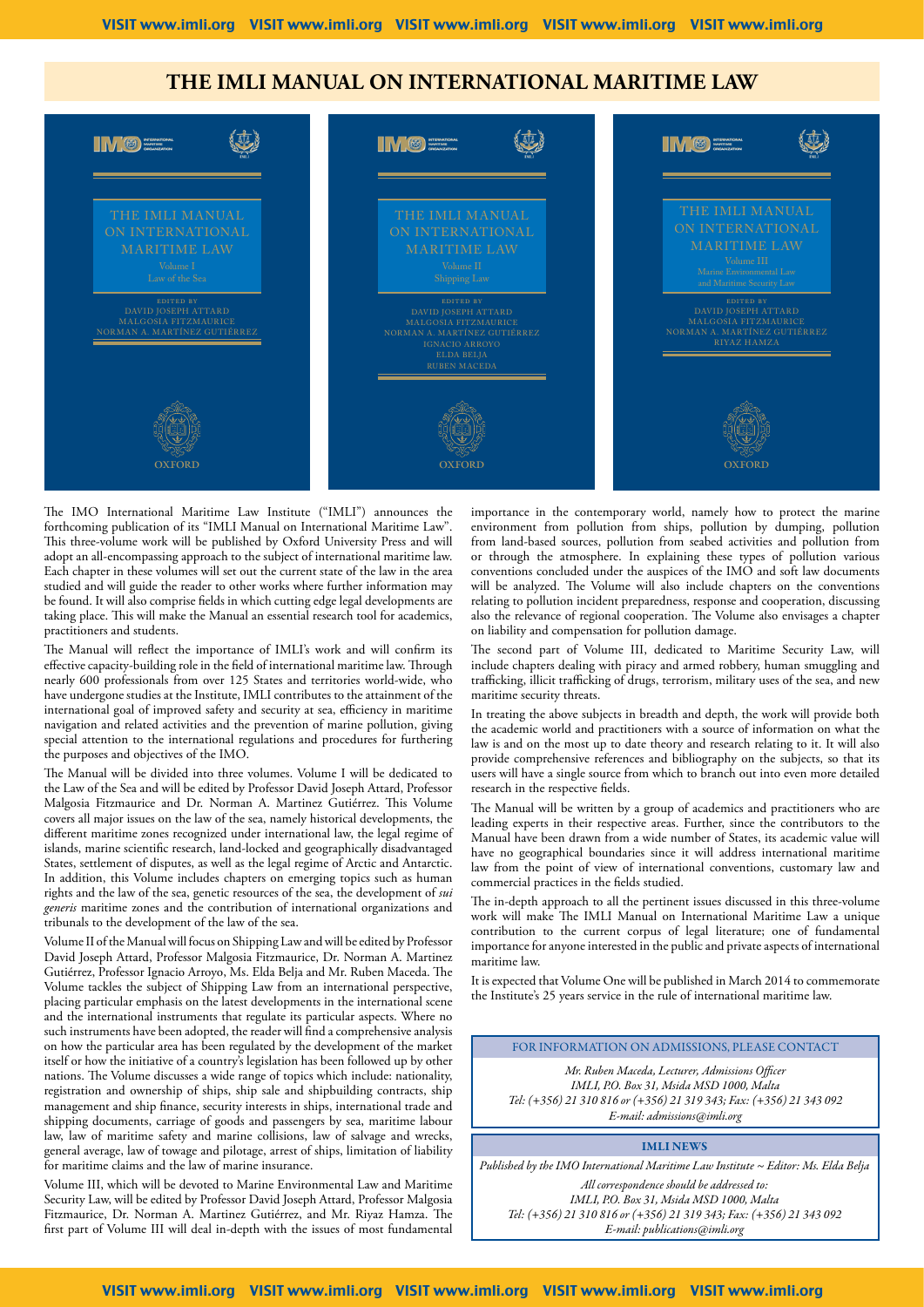# THE IMLI MANUAL ON INTERNATIONAL MARITIME LAW

THE IMLI MANUAL ON INTERNATIONAL MARITIME LAW
Volume I
Law of the Sea
EDITED BY
DAVID JOSEPH ATTARD
MALGOSIA FITZMAURICE
NORMAN A. MARTÍNEZ GUTIÉRREZ
OXFORD

THE IMLI MANUAL ON INTERNATIONAL MARITIME LAW
Volume II
Shipping Law
EDITED BY
DAVID JOSEPH ATTARD
MALGOSIA FITZMAURICE
NORMAN A. MARTÍNEZ GUTIÉRREZ
IGNACIO ARROYO
ELDA BELJA
RUBEN MACEDA
OXFORD

THE IMLI MANUAL ON INTERNATIONAL MARITIME LAW
Volume III
Marine Environmental Law and Maritime Security Law
EDITED BY
DAVID JOSEPH ATTARD
MALGOSIA FITZMAURICE
NORMAN A. MARTÍNEZ GUTIÉRREZ
RIYAZ HAMZA
OXFORD

The IMO International Maritime Law Institute ("IMLI") announces the forthcoming publication of its "IMLI Manual on International Maritime Law". This three-volume work will be published by Oxford University Press and will adopt an all-encompassing approach to the subject of international maritime law. Each chapter in these volumes will set out the current state of the law in the area studied and will guide the reader to other works where further information may be found. It will also comprise fields in which cutting edge legal developments are taking place. This will make the Manual an essential research tool for academics, practitioners and students.

The Manual will reflect the importance of IMLI's work and will confirm its effective capacity-building role in the field of international maritime law. Through nearly 600 professionals from over 125 States and territories world-wide, who have undergone studies at the Institute, IMLI contributes to the attainment of the international goal of improved safety and security at sea, efficiency in maritime navigation and related activities and the prevention of marine pollution, giving special attention to the international regulations and procedures for furthering the purposes and objectives of the IMO.

The Manual will be divided into three volumes. Volume I will be dedicated to the Law of the Sea and will be edited by Professor David Joseph Attard, Professor Malgosia Fitzmaurice and Dr. Norman A. Martinez Gutiérrez. This Volume covers all major issues on the law of the sea, namely historical developments, the different maritime zones recognized under international law, the legal regime of islands, marine scientific research, land-locked and geographically disadvantaged States, settlement of disputes, as well as the legal regime of Arctic and Antarctic. In addition, this Volume includes chapters on emerging topics such as human rights and the law of the sea, genetic resources of the sea, the development of *sui generis* maritime zones and the contribution of international organizations and tribunals to the development of the law of the sea.

Volume II of the Manual will focus on Shipping Law and will be edited by Professor David Joseph Attard, Professor Malgosia Fitzmaurice, Dr. Norman A. Martinez Gutiérrez, Professor Ignacio Arroyo, Ms. Elda Belja and Mr. Ruben Maceda. The Volume tackles the subject of Shipping Law from an international perspective, placing particular emphasis on the latest developments in the international scene and the international instruments that regulate its particular aspects. Where no such instruments have been adopted, the reader will find a comprehensive analysis on how the particular area has been regulated by the development of the market itself or how the initiative of a country's legislation has been followed up by other nations. The Volume discusses a wide range of topics which include: nationality, registration and ownership of ships, ship sale and shipbuilding contracts, ship management and ship finance, security interests in ships, international trade and shipping documents, carriage of goods and passengers by sea, maritime labour law, law of maritime safety and marine collisions, law of salvage and wrecks, general average, law of towage and pilotage, arrest of ships, limitation of liability for maritime claims and the law of marine insurance.

Volume III, which will be devoted to Marine Environmental Law and Maritime Security Law, will be edited by Professor David Joseph Attard, Professor Malgosia Fitzmaurice, Dr. Norman A. Martinez Gutiérrez, and Mr. Riyaz Hamza. The first part of Volume III will deal in-depth with the issues of most fundamental importance in the contemporary world, namely how to protect the marine environment from pollution from ships, pollution by dumping, pollution from land-based sources, pollution from seabed activities and pollution from or through the atmosphere. In explaining these types of pollution various conventions concluded under the auspices of the IMO and soft law documents will be analyzed. The Volume will also include chapters on the conventions relating to pollution incident preparedness, response and cooperation, discussing also the relevance of regional cooperation. The Volume also envisages a chapter on liability and compensation for pollution damage.

The second part of Volume III, dedicated to Maritime Security Law, will include chapters dealing with piracy and armed robbery, human smuggling and trafficking, illicit trafficking of drugs, terrorism, military uses of the sea, and new maritime security threats.

In treating the above subjects in breadth and depth, the work will provide both the academic world and practitioners with a source of information on what the law is and on the most up to date theory and research relating to it. It will also provide comprehensive references and bibliography on the subjects, so that its users will have a single source from which to branch out into even more detailed research in the respective fields.

The Manual will be written by a group of academics and practitioners who are leading experts in their respective areas. Further, since the contributors to the Manual have been drawn from a wide number of States, its academic value will have no geographical boundaries since it will address international maritime law from the point of view of international conventions, customary law and commercial practices in the fields studied.

The in-depth approach to all the pertinent issues discussed in this three-volume work will make The IMLI Manual on International Maritime Law a unique contribution to the current corpus of legal literature; one of fundamental importance for anyone interested in the public and private aspects of international maritime law.

It is expected that Volume One will be published in March 2014 to commemorate the Institute's 25 years service in the rule of international maritime law.

## FOR INFORMATION ON ADMISSIONS, PLEASE CONTACT

*Mr. Ruben Maceda, Lecturer, Admissions Officer*
*IMLI, P.O. Box 31, Msida MSD 1000, Malta*
*Tel: (+356) 21 310 816 or (+356) 21 319 343; Fax: (+356) 21 343 092*
*E-mail: admissions@imli.org*

## IMLI NEWS

*Published by the IMO International Maritime Law Institute ~ Editor: Ms. Elda Belja*

*All correspondence should be addressed to:*
*IMLI, P.O. Box 31, Msida MSD 1000, Malta*
*Tel: (+356) 21 310 816 or (+356) 21 319 343; Fax: (+356) 21 343 092*
*E-mail: publications@imli.org*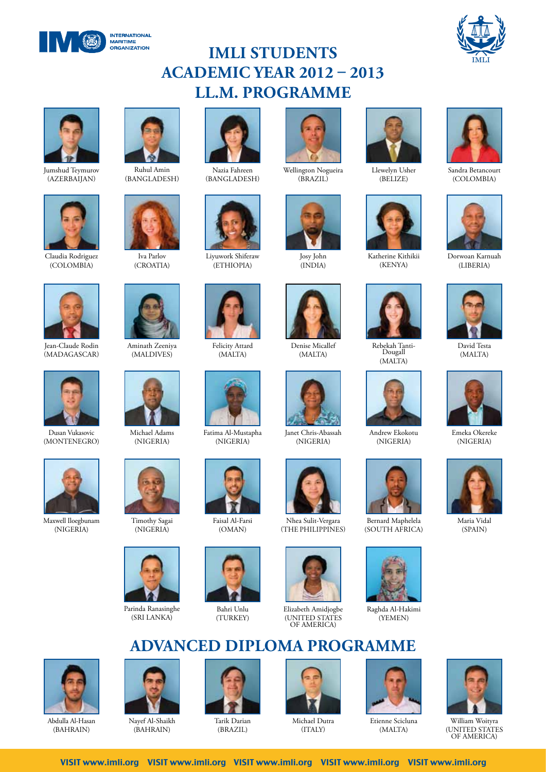INTERNATIONAL MARITIME ORGANIZATION

IMLI

# IMLI STUDENTS ACADEMIC YEAR 2012 – 2013 LL.M. PROGRAMME

Jumshud Teymurov (AZERBAIJAN)

Ruhul Amin (BANGLADESH)

Nazia Fahreen (BANGLADESH)

Wellington Nogueira (BRAZIL)

Llewelyn Usher (BELIZE)

Sandra Betancourt (COLOMBIA)

Claudia Rodriguez (COLOMBIA)

Iva Parlov (CROATIA)

Liyuwork Shiferaw (ETHIOPIA)

Josy John (INDIA)

Katherine Kithikii (KENYA)

Dorwoan Karnuah (LIBERIA)

Jean-Claude Rodin (MADAGASCAR)

Aminath Zeeniya (MALDIVES)

Felicity Attard (MALTA)

Denise Micallef (MALTA)

Rebekah Tanti-Dougall (MALTA)

David Testa (MALTA)

Dusan Vukasovic (MONTENEGRO)

Michael Adams (NIGERIA)

Fatima Al-Mustapha (NIGERIA)

Janet Chris-Abassah (NIGERIA)

Andrew Ekokotu (NIGERIA)

Emeka Okereke (NIGERIA)

Maxwell Iloegbunam (NIGERIA)

Timothy Sagai (NIGERIA)

Faisal Al-Farsi (OMAN)

Nhea Sulit-Vergara (THE PHILIPPINES)

Bernard Maphelela (SOUTH AFRICA)

Maria Vidal (SPAIN)

Parinda Ranasinghe (SRI LANKA)

Bahri Unlu (TURKEY)

Elizabeth Amidjogbe (UNITED STATES OF AMERICA)

Raghda Al-Hakimi (YEMEN)

# ADVANCED DIPLOMA PROGRAMME

Abdulla Al-Hasan (BAHRAIN)

Nayef Al-Shaikh (BAHRAIN)

Tarik Darian (BRAZIL)

Michael Dutra (ITALY)

Etienne Scicluna (MALTA)

William Woityra (UNITED STATES OF AMERICA)

VISIT www.imli.org VISIT www.imli.org VISIT www.imli.org VISIT www.imli.org VISIT www.imli.org